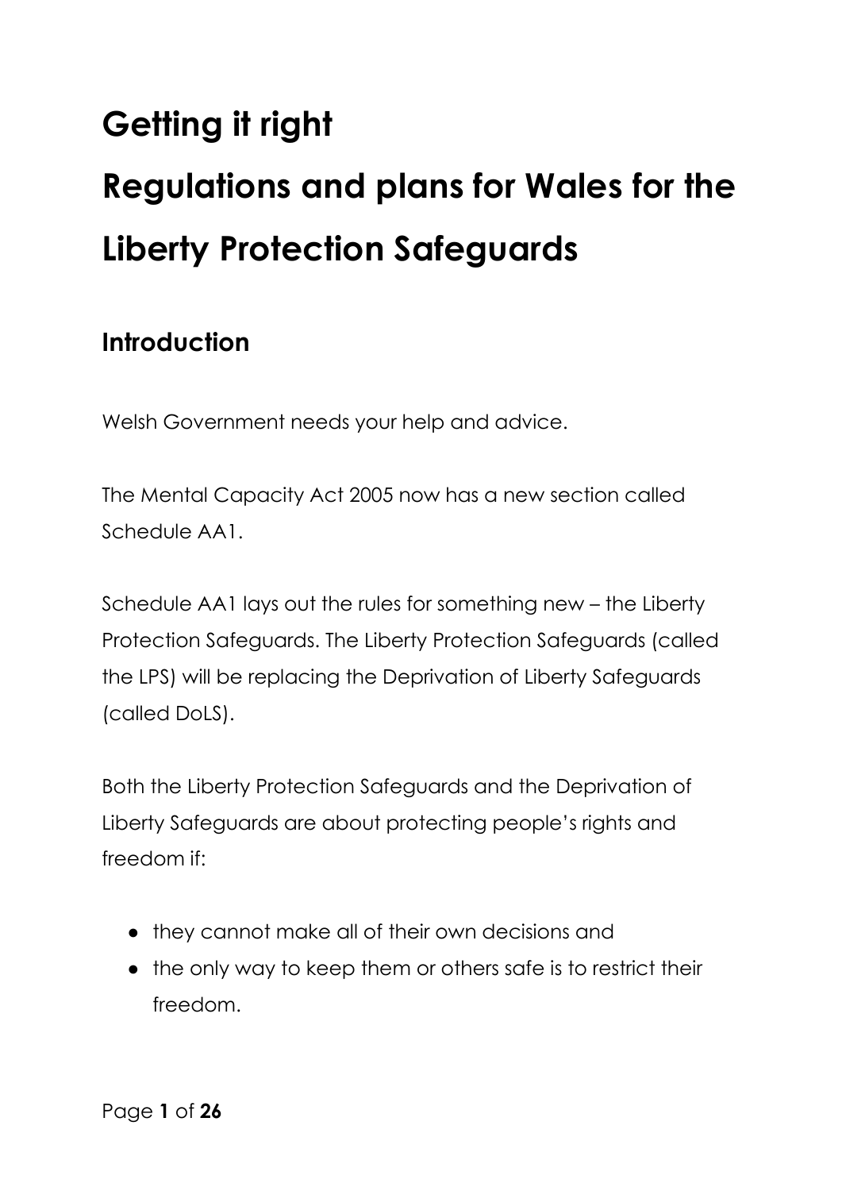# Getting it right

# Regulations and plans for Wales for the Liberty Protection Safeguards

## Introduction

Welsh Government needs your help and advice.

The Mental Capacity Act 2005 now has a new section called Schedule AA1.

Schedule AA1 lays out the rules for something new – the Liberty Protection Safeguards. The Liberty Protection Safeguards (called the LPS) will be replacing the Deprivation of Liberty Safeguards (called DoLS).

Both the Liberty Protection Safeguards and the Deprivation of Liberty Safeguards are about protecting people's rights and freedom if:

- they cannot make all of their own decisions and
- the only way to keep them or others safe is to restrict their freedom.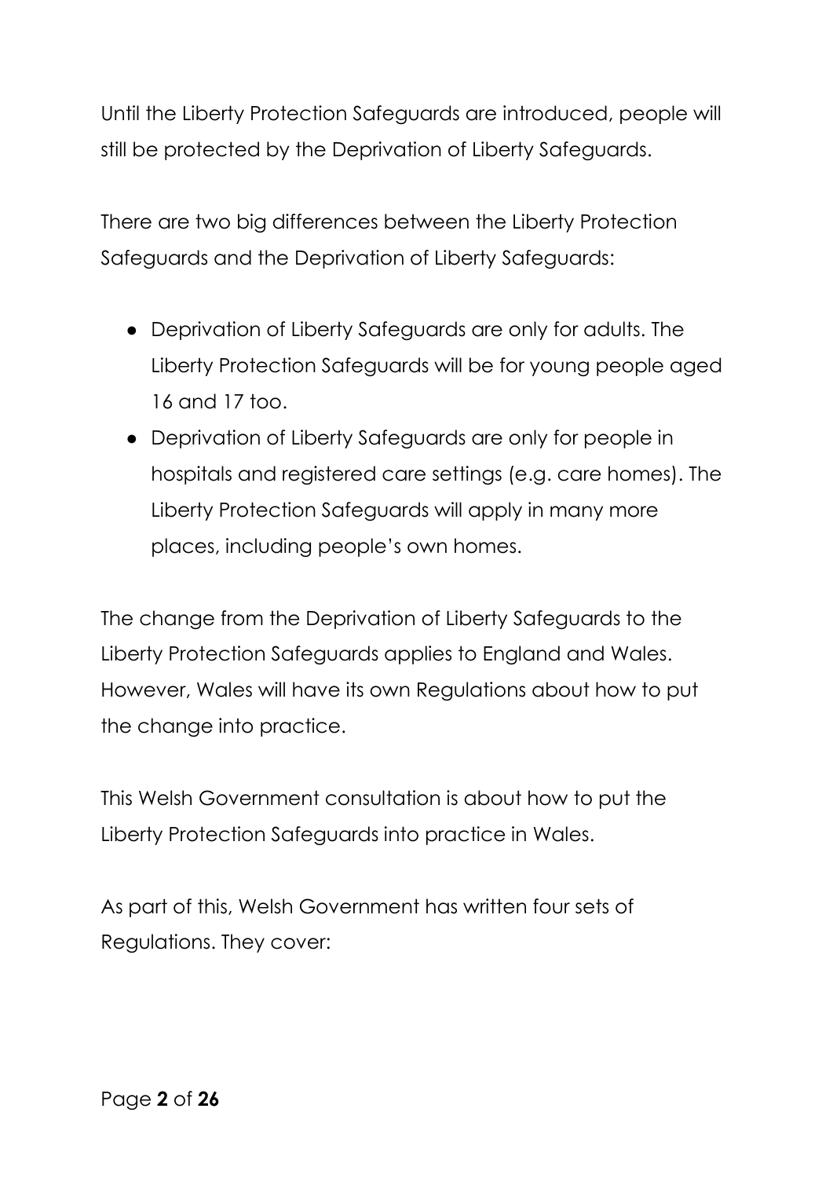Until the Liberty Protection Safeguards are introduced, people will still be protected by the Deprivation of Liberty Safeguards.

There are two big differences between the Liberty Protection Safeguards and the Deprivation of Liberty Safeguards:

- Deprivation of Liberty Safeguards are only for adults. The Liberty Protection Safeguards will be for young people aged 16 and 17 too.
- Deprivation of Liberty Safeguards are only for people in hospitals and registered care settings (e.g. care homes). The Liberty Protection Safeguards will apply in many more places, including people's own homes.

The change from the Deprivation of Liberty Safeguards to the Liberty Protection Safeguards applies to England and Wales. However, Wales will have its own Regulations about how to put the change into practice.

This Welsh Government consultation is about how to put the Liberty Protection Safeguards into practice in Wales.

As part of this, Welsh Government has written four sets of Regulations. They cover: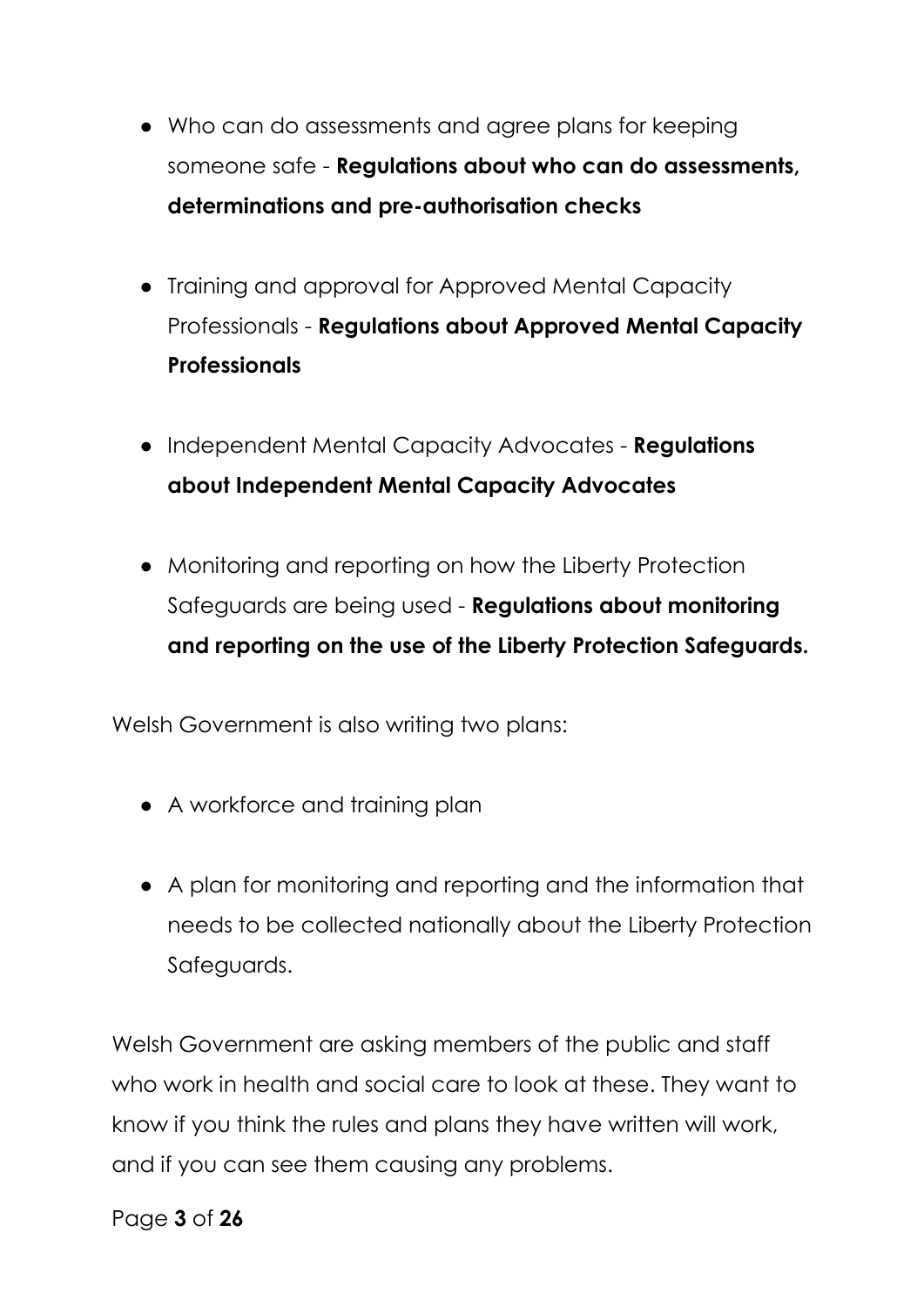- Who can do assessments and agree plans for keeping someone safe - **Regulations about who can do assessments, determinations and pre-authorisation checks**

- Training and approval for Approved Mental Capacity Professionals - **Regulations about Approved Mental Capacity Professionals**

- Independent Mental Capacity Advocates - **Regulations about Independent Mental Capacity Advocates**

- Monitoring and reporting on how the Liberty Protection Safeguards are being used - **Regulations about monitoring and reporting on the use of the Liberty Protection Safeguards.**

Welsh Government is also writing two plans:

- A workforce and training plan

- A plan for monitoring and reporting and the information that needs to be collected nationally about the Liberty Protection Safeguards.

Welsh Government are asking members of the public and staff who work in health and social care to look at these. They want to know if you think the rules and plans they have written will work, and if you can see them causing any problems.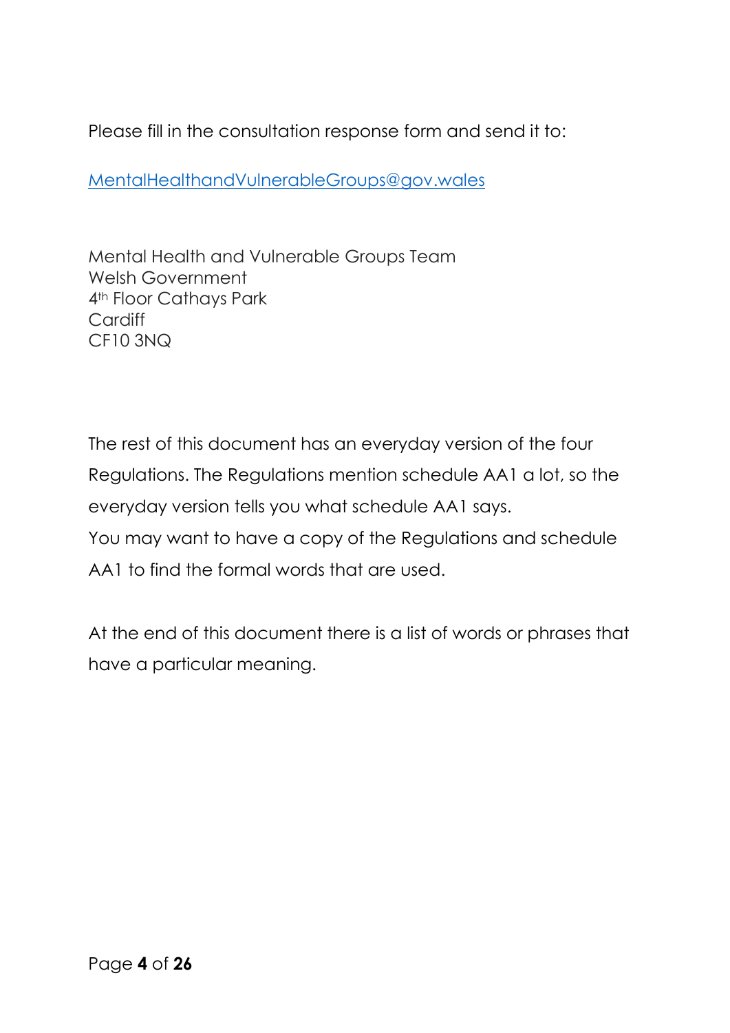Please fill in the consultation response form and send it to:

[MentalHealthandVulnerableGroups@gov.wales](mailto:MentalHealthandVulnerableGroups@gov.wales)

Mental Health and Vulnerable Groups Team  
Welsh Government  
4th Floor Cathays Park  
Cardiff  
CF10 3NQ

The rest of this document has an everyday version of the four Regulations. The Regulations mention schedule AA1 a lot, so the everyday version tells you what schedule AA1 says.  
You may want to have a copy of the Regulations and schedule AA1 to find the formal words that are used.

At the end of this document there is a list of words or phrases that have a particular meaning.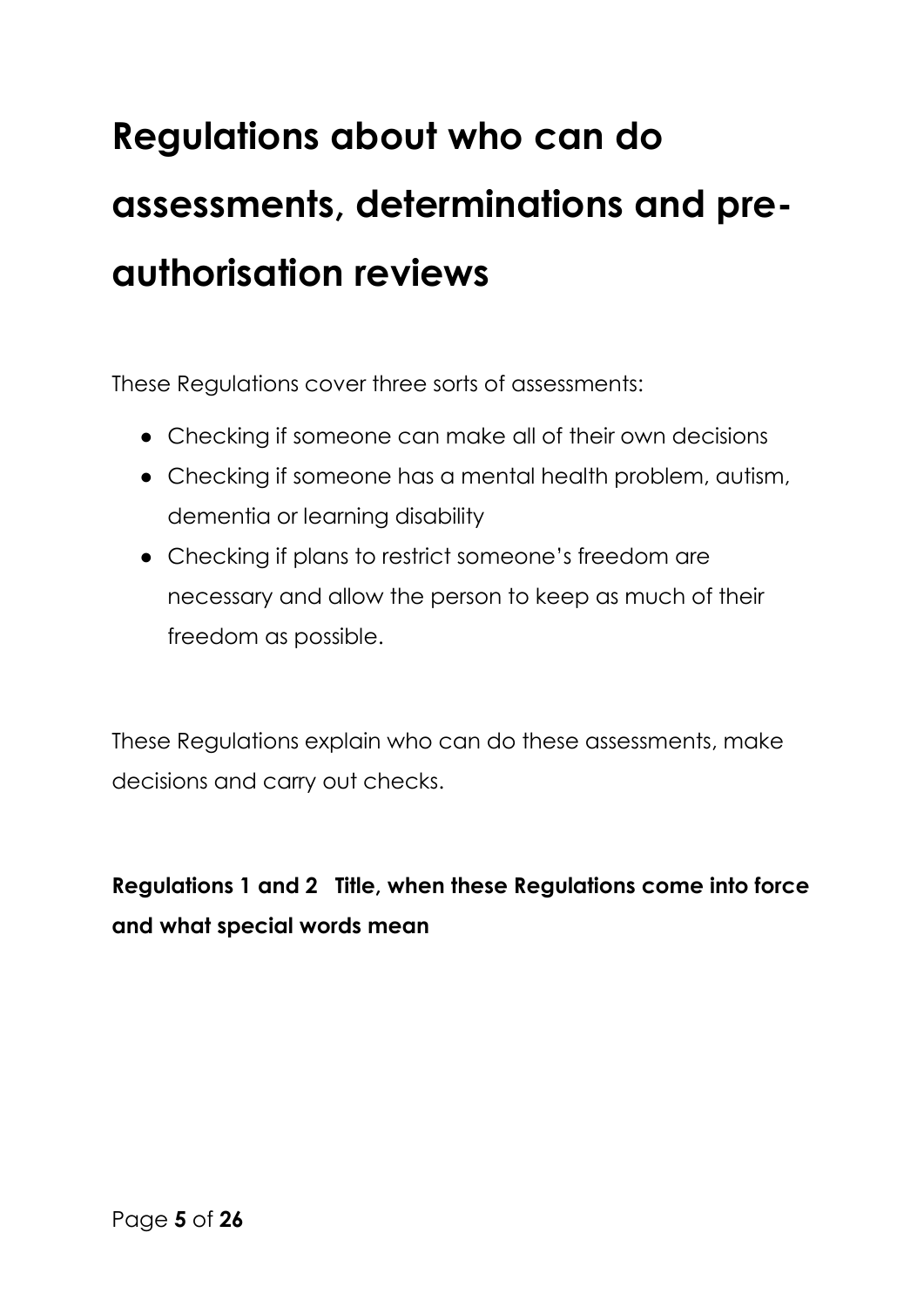# Regulations about who can do assessments, determinations and pre-authorisation reviews

These Regulations cover three sorts of assessments:

- Checking if someone can make all of their own decisions
- Checking if someone has a mental health problem, autism, dementia or learning disability
- Checking if plans to restrict someone's freedom are necessary and allow the person to keep as much of their freedom as possible.

These Regulations explain who can do these assessments, make decisions and carry out checks.

**Regulations 1 and 2 Title, when these Regulations come into force and what special words mean**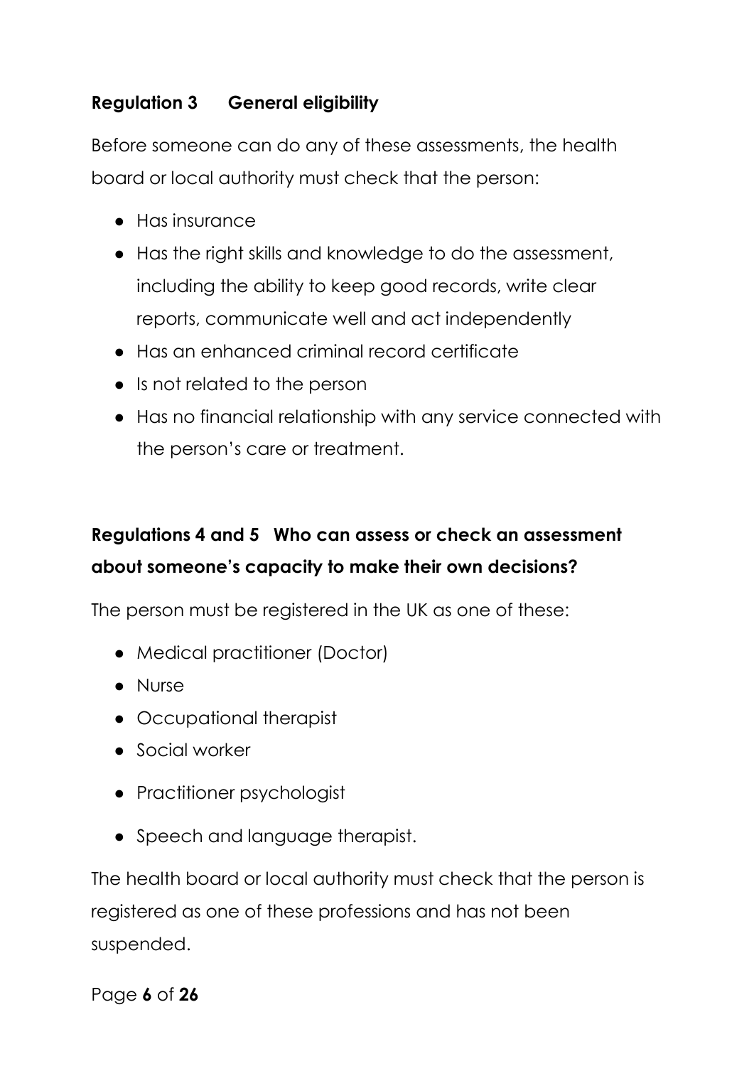### Regulation 3 General eligibility

Before someone can do any of these assessments, the health board or local authority must check that the person:

- Has insurance
- Has the right skills and knowledge to do the assessment, including the ability to keep good records, write clear reports, communicate well and act independently
- Has an enhanced criminal record certificate
- Is not related to the person
- Has no financial relationship with any service connected with the person's care or treatment.

### Regulations 4 and 5 Who can assess or check an assessment about someone's capacity to make their own decisions?

The person must be registered in the UK as one of these:

- Medical practitioner (Doctor)
- Nurse
- Occupational therapist
- Social worker
- Practitioner psychologist
- Speech and language therapist.

The health board or local authority must check that the person is registered as one of these professions and has not been suspended.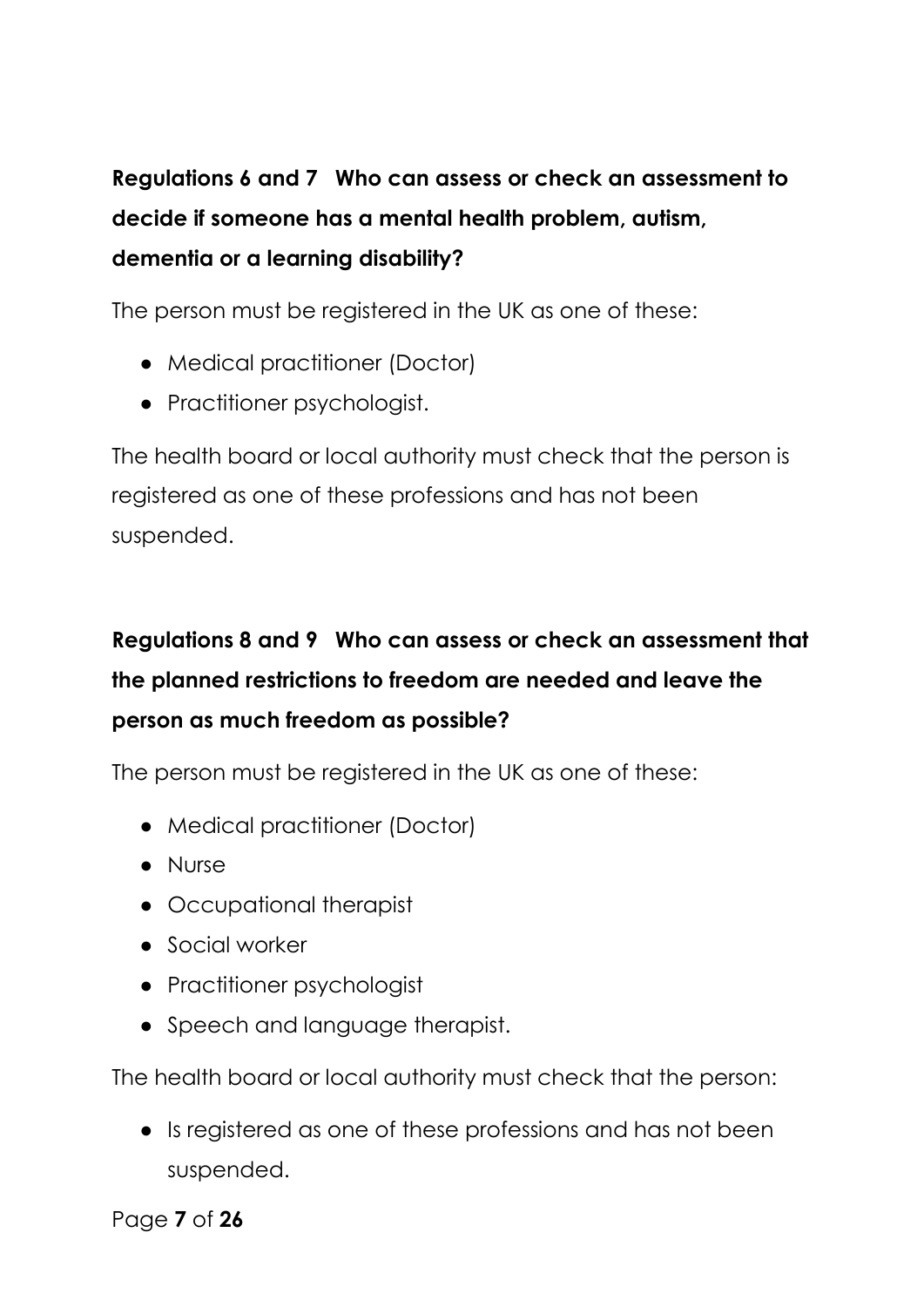### Regulations 6 and 7 Who can assess or check an assessment to decide if someone has a mental health problem, autism, dementia or a learning disability?

The person must be registered in the UK as one of these:

- Medical practitioner (Doctor)
- Practitioner psychologist.

The health board or local authority must check that the person is registered as one of these professions and has not been suspended.

### Regulations 8 and 9 Who can assess or check an assessment that the planned restrictions to freedom are needed and leave the person as much freedom as possible?

The person must be registered in the UK as one of these:

- Medical practitioner (Doctor)
- Nurse
- Occupational therapist
- Social worker
- Practitioner psychologist
- Speech and language therapist.

The health board or local authority must check that the person:

- Is registered as one of these professions and has not been suspended.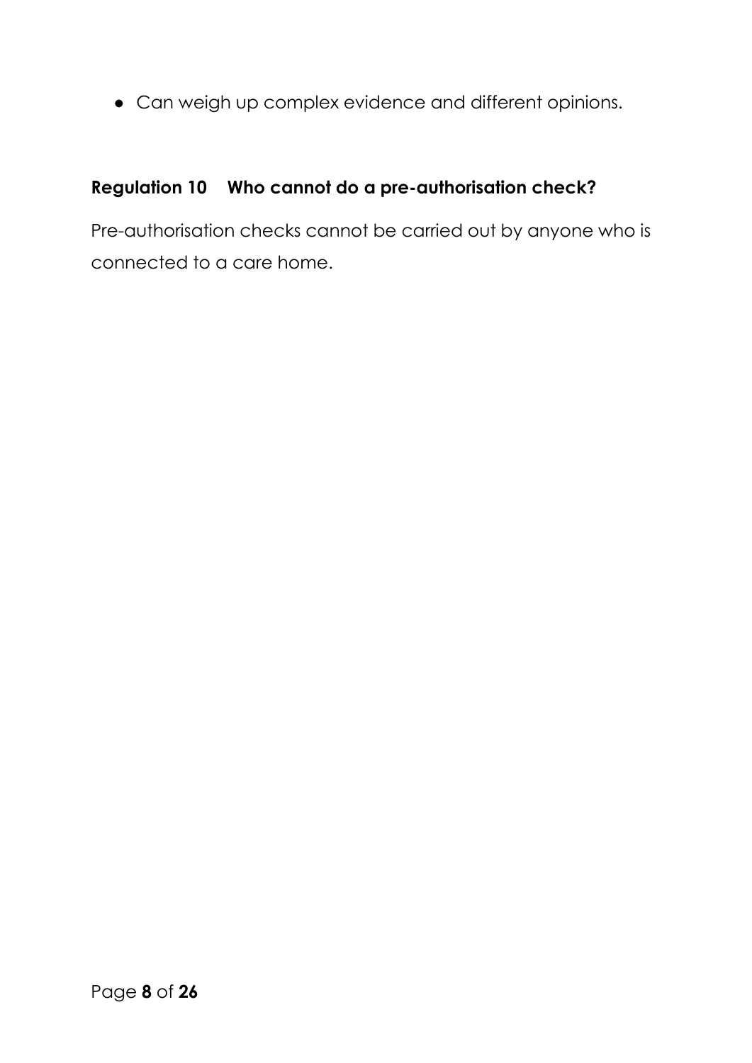- Can weigh up complex evidence and different opinions.

## Regulation 10 Who cannot do a pre-authorisation check?

Pre-authorisation checks cannot be carried out by anyone who is connected to a care home.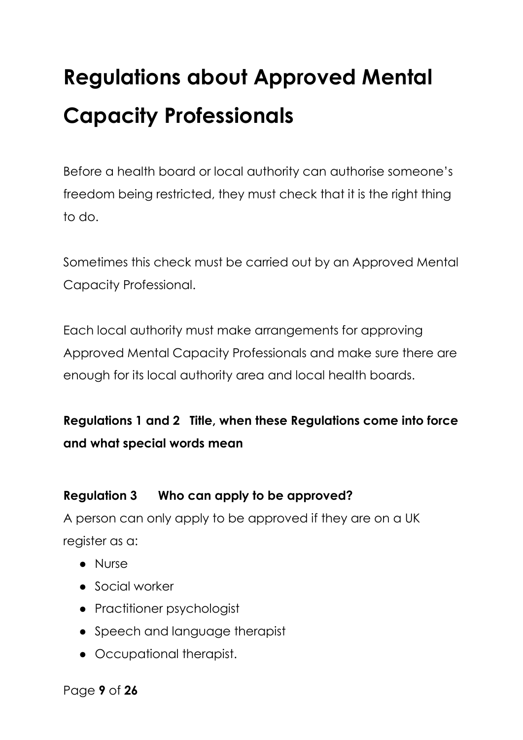# Regulations about Approved Mental Capacity Professionals

Before a health board or local authority can authorise someone's freedom being restricted, they must check that it is the right thing to do.

Sometimes this check must be carried out by an Approved Mental Capacity Professional.

Each local authority must make arrangements for approving Approved Mental Capacity Professionals and make sure there are enough for its local authority area and local health boards.

### Regulations 1 and 2 Title, when these Regulations come into force and what special words mean

### Regulation 3 Who can apply to be approved?

A person can only apply to be approved if they are on a UK register as a:

- Nurse
- Social worker
- Practitioner psychologist
- Speech and language therapist
- Occupational therapist.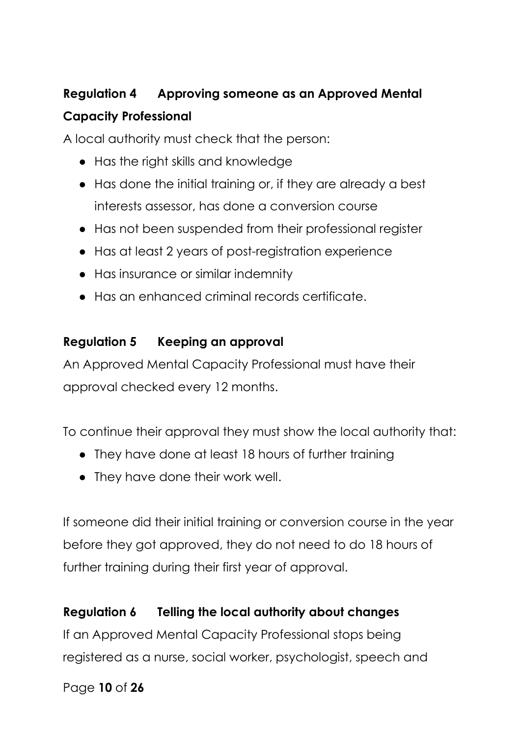### Regulation 4 Approving someone as an Approved Mental Capacity Professional

A local authority must check that the person:

- Has the right skills and knowledge
- Has done the initial training or, if they are already a best interests assessor, has done a conversion course
- Has not been suspended from their professional register
- Has at least 2 years of post-registration experience
- Has insurance or similar indemnity
- Has an enhanced criminal records certificate.

### Regulation 5 Keeping an approval

An Approved Mental Capacity Professional must have their approval checked every 12 months.

To continue their approval they must show the local authority that:

- They have done at least 18 hours of further training
- They have done their work well.

If someone did their initial training or conversion course in the year before they got approved, they do not need to do 18 hours of further training during their first year of approval.

### Regulation 6 Telling the local authority about changes

If an Approved Mental Capacity Professional stops being registered as a nurse, social worker, psychologist, speech and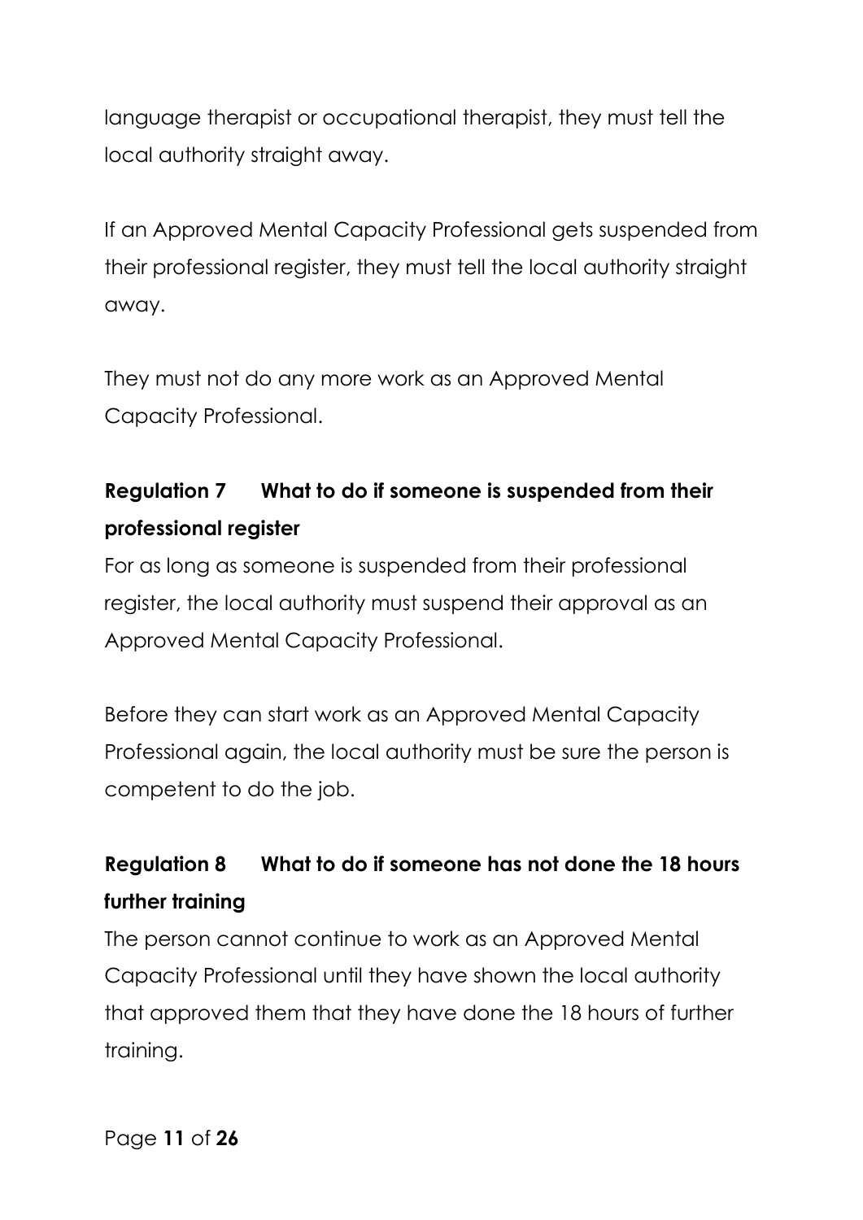language therapist or occupational therapist, they must tell the local authority straight away.

If an Approved Mental Capacity Professional gets suspended from their professional register, they must tell the local authority straight away.

They must not do any more work as an Approved Mental Capacity Professional.

## Regulation 7 What to do if someone is suspended from their professional register

For as long as someone is suspended from their professional register, the local authority must suspend their approval as an Approved Mental Capacity Professional.

Before they can start work as an Approved Mental Capacity Professional again, the local authority must be sure the person is competent to do the job.

## Regulation 8 What to do if someone has not done the 18 hours further training

The person cannot continue to work as an Approved Mental Capacity Professional until they have shown the local authority that approved them that they have done the 18 hours of further training.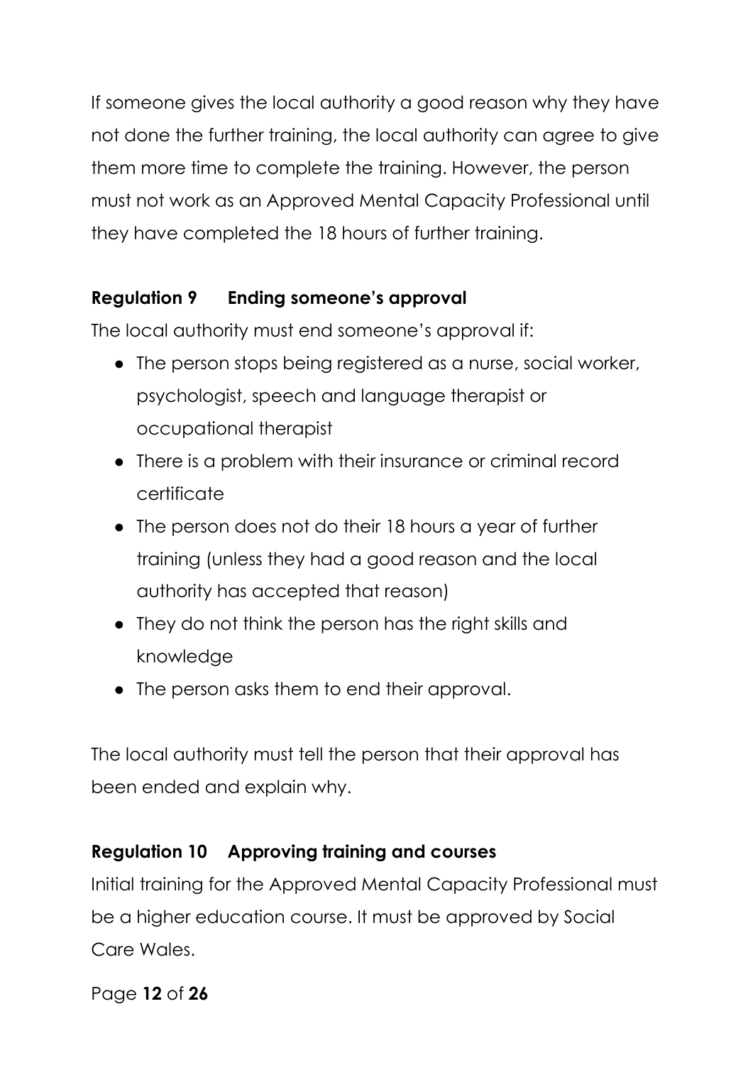If someone gives the local authority a good reason why they have not done the further training, the local authority can agree to give them more time to complete the training. However, the person must not work as an Approved Mental Capacity Professional until they have completed the 18 hours of further training.

**Regulation 9 Ending someone's approval**

The local authority must end someone's approval if:

- The person stops being registered as a nurse, social worker, psychologist, speech and language therapist or occupational therapist
- There is a problem with their insurance or criminal record certificate
- The person does not do their 18 hours a year of further training (unless they had a good reason and the local authority has accepted that reason)
- They do not think the person has the right skills and knowledge
- The person asks them to end their approval.

The local authority must tell the person that their approval has been ended and explain why.

**Regulation 10 Approving training and courses**

Initial training for the Approved Mental Capacity Professional must be a higher education course. It must be approved by Social Care Wales.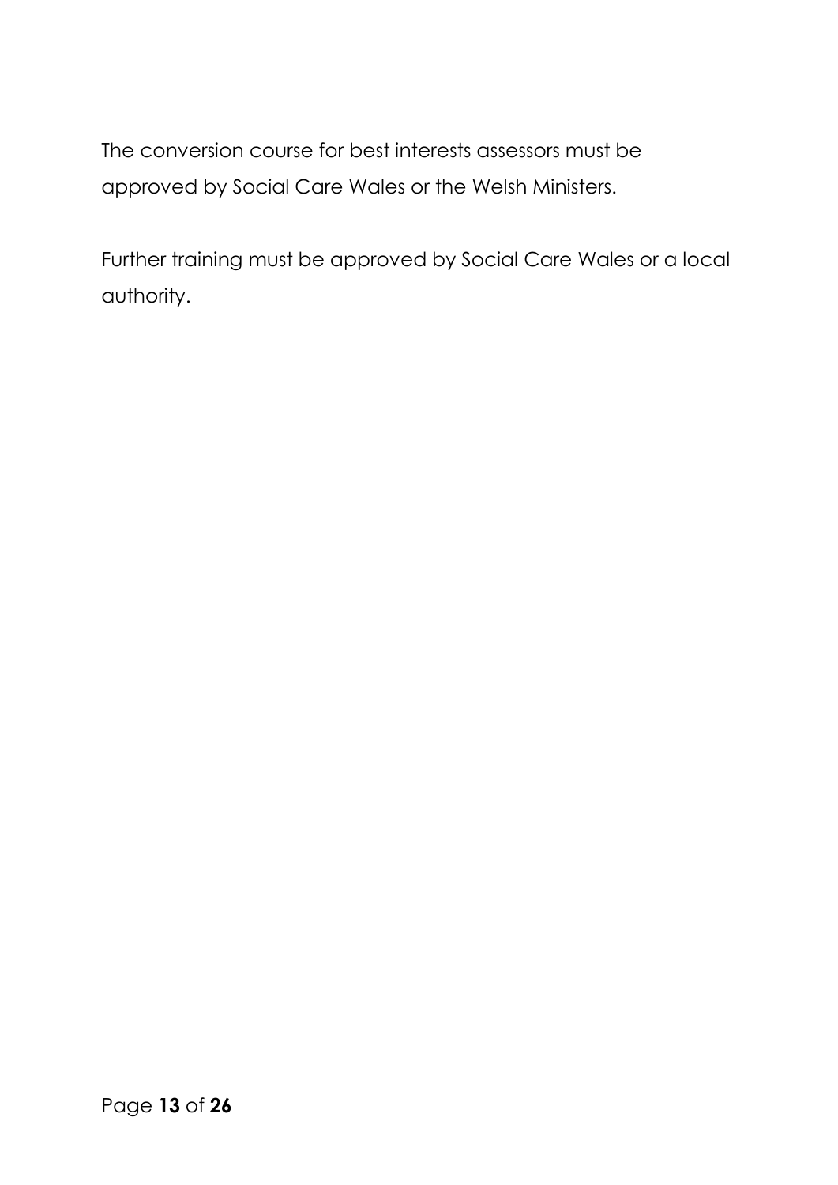The conversion course for best interests assessors must be approved by Social Care Wales or the Welsh Ministers.

Further training must be approved by Social Care Wales or a local authority.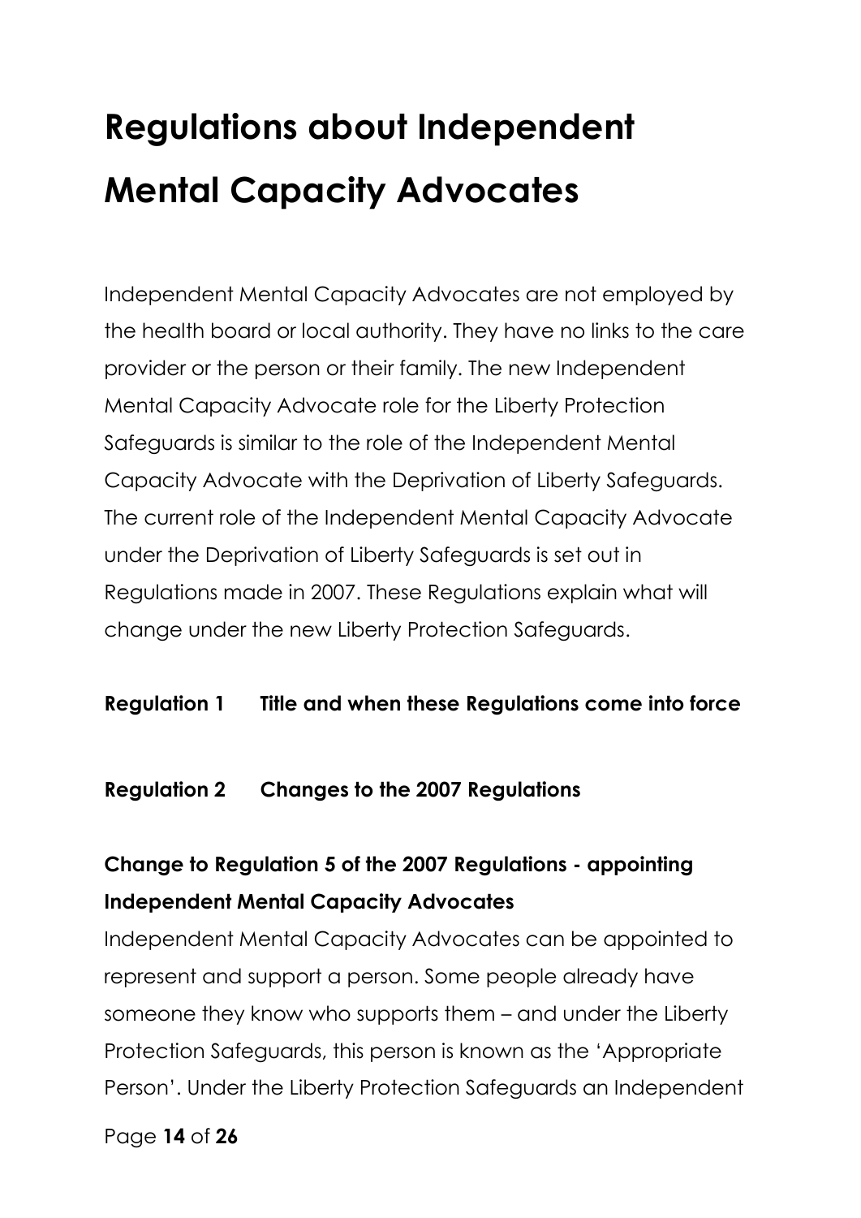# Regulations about Independent Mental Capacity Advocates

Independent Mental Capacity Advocates are not employed by the health board or local authority. They have no links to the care provider or the person or their family. The new Independent Mental Capacity Advocate role for the Liberty Protection Safeguards is similar to the role of the Independent Mental Capacity Advocate with the Deprivation of Liberty Safeguards. The current role of the Independent Mental Capacity Advocate under the Deprivation of Liberty Safeguards is set out in Regulations made in 2007. These Regulations explain what will change under the new Liberty Protection Safeguards.

**Regulation 1 Title and when these Regulations come into force**

**Regulation 2 Changes to the 2007 Regulations**

**Change to Regulation 5 of the 2007 Regulations - appointing Independent Mental Capacity Advocates**

Independent Mental Capacity Advocates can be appointed to represent and support a person. Some people already have someone they know who supports them – and under the Liberty Protection Safeguards, this person is known as the 'Appropriate Person'. Under the Liberty Protection Safeguards an Independent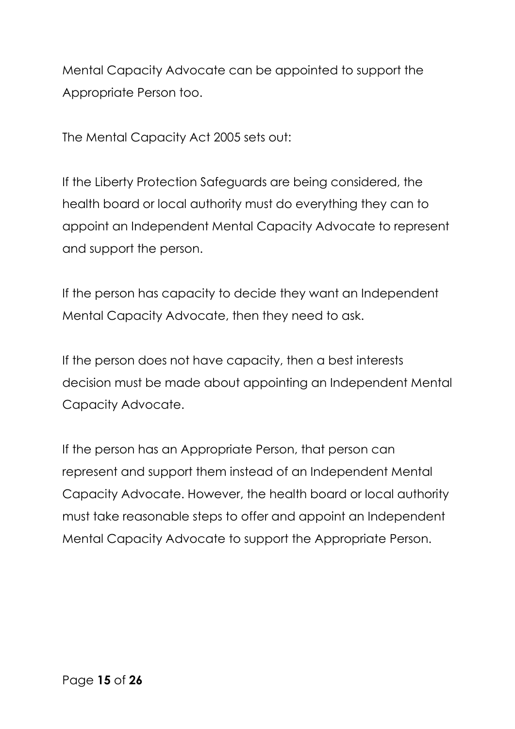Mental Capacity Advocate can be appointed to support the Appropriate Person too.

The Mental Capacity Act 2005 sets out:

If the Liberty Protection Safeguards are being considered, the health board or local authority must do everything they can to appoint an Independent Mental Capacity Advocate to represent and support the person.

If the person has capacity to decide they want an Independent Mental Capacity Advocate, then they need to ask.

If the person does not have capacity, then a best interests decision must be made about appointing an Independent Mental Capacity Advocate.

If the person has an Appropriate Person, that person can represent and support them instead of an Independent Mental Capacity Advocate. However, the health board or local authority must take reasonable steps to offer and appoint an Independent Mental Capacity Advocate to support the Appropriate Person.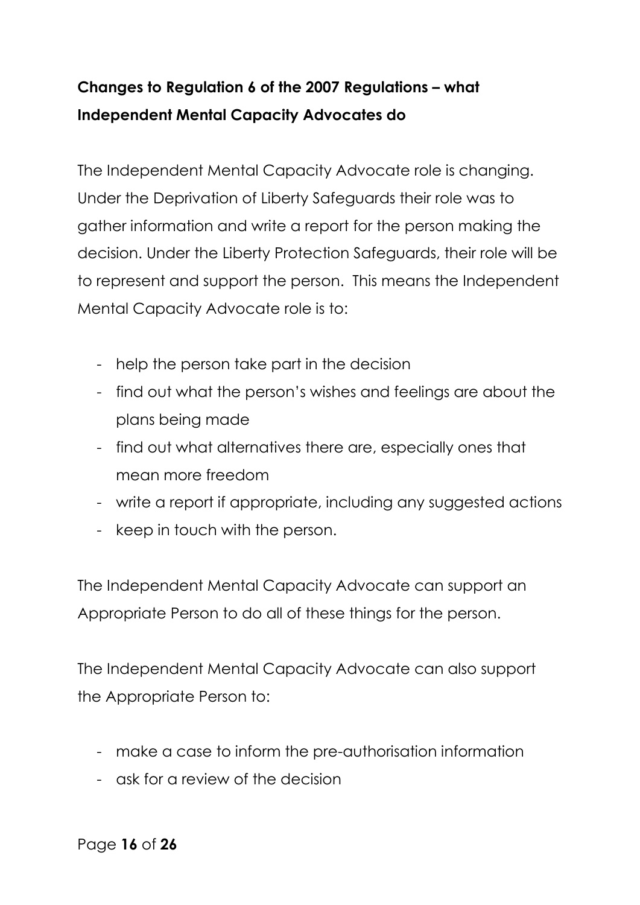## Changes to Regulation 6 of the 2007 Regulations – what Independent Mental Capacity Advocates do

The Independent Mental Capacity Advocate role is changing. Under the Deprivation of Liberty Safeguards their role was to gather information and write a report for the person making the decision. Under the Liberty Protection Safeguards, their role will be to represent and support the person. This means the Independent Mental Capacity Advocate role is to:

- help the person take part in the decision
- find out what the person's wishes and feelings are about the plans being made
- find out what alternatives there are, especially ones that mean more freedom
- write a report if appropriate, including any suggested actions
- keep in touch with the person.

The Independent Mental Capacity Advocate can support an Appropriate Person to do all of these things for the person.

The Independent Mental Capacity Advocate can also support the Appropriate Person to:

- make a case to inform the pre-authorisation information
- ask for a review of the decision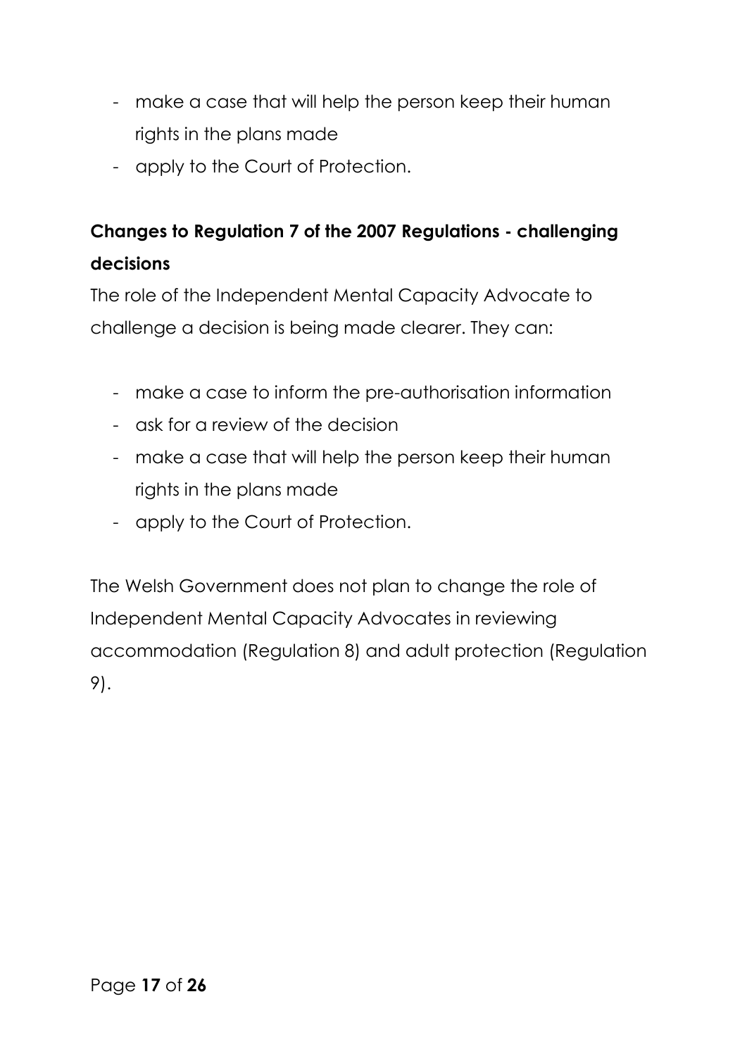- make a case that will help the person keep their human rights in the plans made
- apply to the Court of Protection.

**Changes to Regulation 7 of the 2007 Regulations - challenging decisions**

The role of the Independent Mental Capacity Advocate to challenge a decision is being made clearer. They can:

- make a case to inform the pre-authorisation information
- ask for a review of the decision
- make a case that will help the person keep their human rights in the plans made
- apply to the Court of Protection.

The Welsh Government does not plan to change the role of Independent Mental Capacity Advocates in reviewing accommodation (Regulation 8) and adult protection (Regulation 9).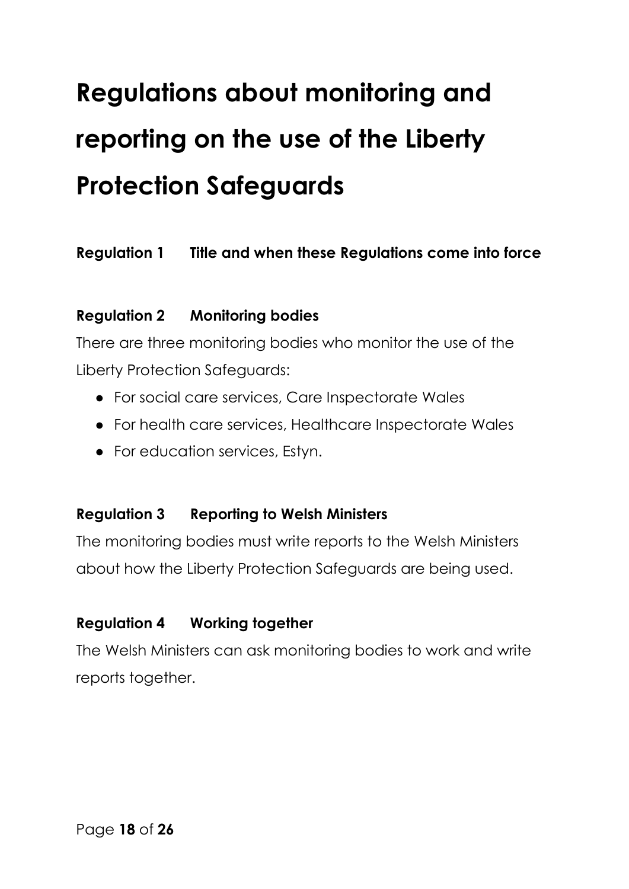# Regulations about monitoring and reporting on the use of the Liberty Protection Safeguards

### Regulation 1 Title and when these Regulations come into force

### Regulation 2 Monitoring bodies

There are three monitoring bodies who monitor the use of the Liberty Protection Safeguards:

- For social care services, Care Inspectorate Wales
- For health care services, Healthcare Inspectorate Wales
- For education services, Estyn.

### Regulation 3 Reporting to Welsh Ministers

The monitoring bodies must write reports to the Welsh Ministers about how the Liberty Protection Safeguards are being used.

### Regulation 4 Working together

The Welsh Ministers can ask monitoring bodies to work and write reports together.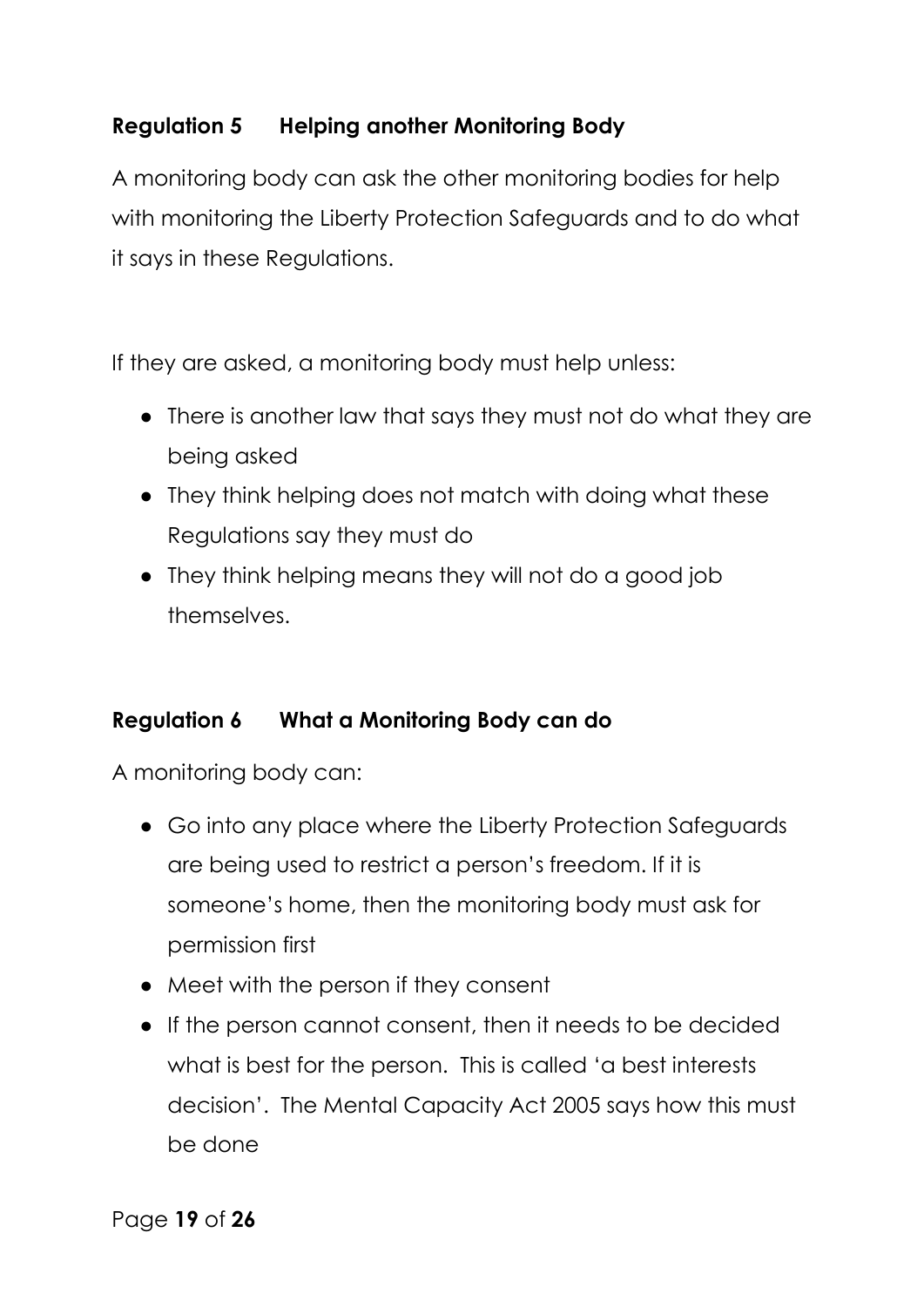**Regulation 5 Helping another Monitoring Body**

A monitoring body can ask the other monitoring bodies for help with monitoring the Liberty Protection Safeguards and to do what it says in these Regulations.

If they are asked, a monitoring body must help unless:

- There is another law that says they must not do what they are being asked
- They think helping does not match with doing what these Regulations say they must do
- They think helping means they will not do a good job themselves.

**Regulation 6 What a Monitoring Body can do**

A monitoring body can:

- Go into any place where the Liberty Protection Safeguards are being used to restrict a person's freedom. If it is someone's home, then the monitoring body must ask for permission first
- Meet with the person if they consent
- If the person cannot consent, then it needs to be decided what is best for the person. This is called 'a best interests decision'. The Mental Capacity Act 2005 says how this must be done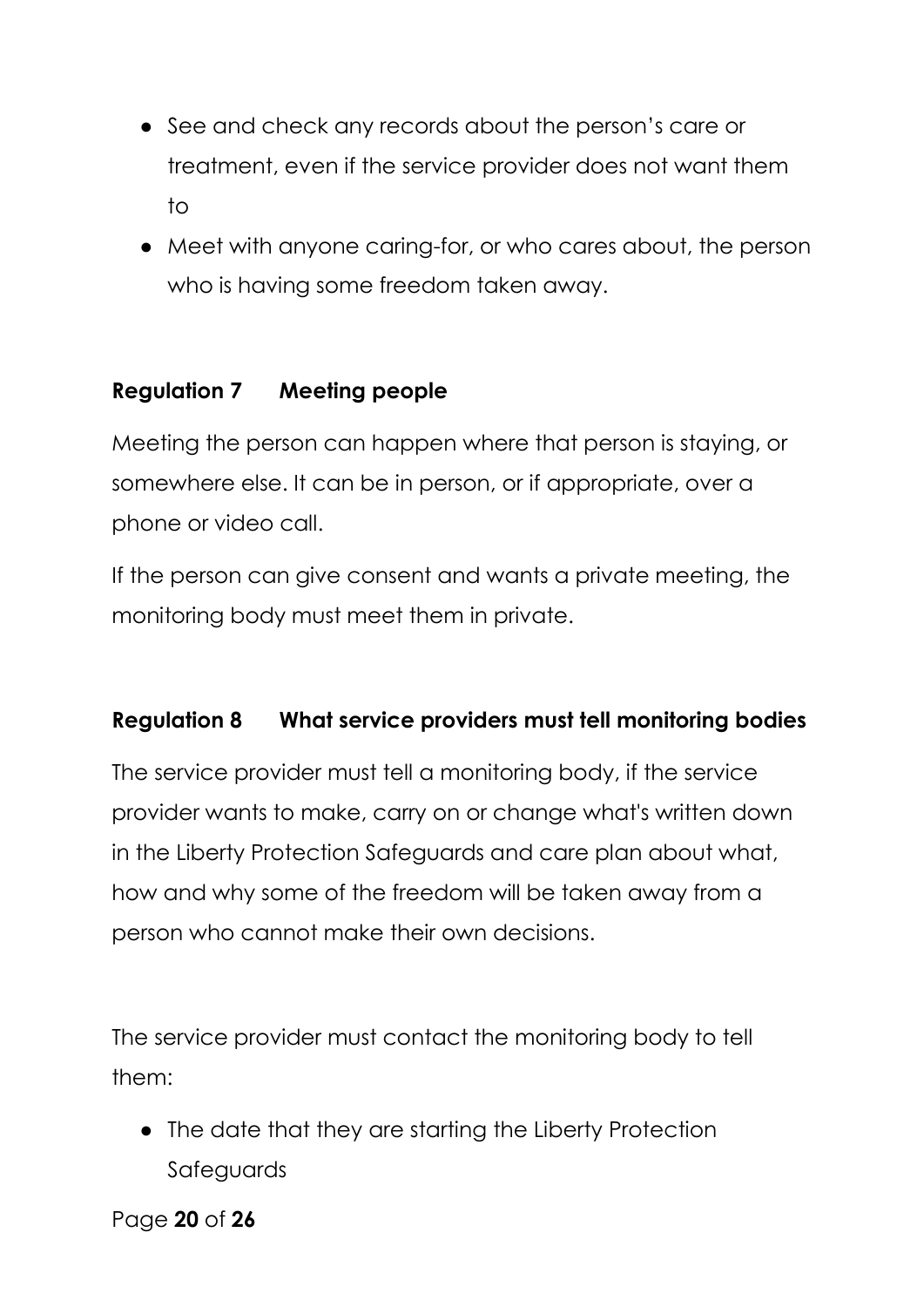- See and check any records about the person's care or treatment, even if the service provider does not want them to
- Meet with anyone caring-for, or who cares about, the person who is having some freedom taken away.

### Regulation 7 Meeting people

Meeting the person can happen where that person is staying, or somewhere else. It can be in person, or if appropriate, over a phone or video call.

If the person can give consent and wants a private meeting, the monitoring body must meet them in private.

### Regulation 8 What service providers must tell monitoring bodies

The service provider must tell a monitoring body, if the service provider wants to make, carry on or change what's written down in the Liberty Protection Safeguards and care plan about what, how and why some of the freedom will be taken away from a person who cannot make their own decisions.

The service provider must contact the monitoring body to tell them:

- The date that they are starting the Liberty Protection Safeguards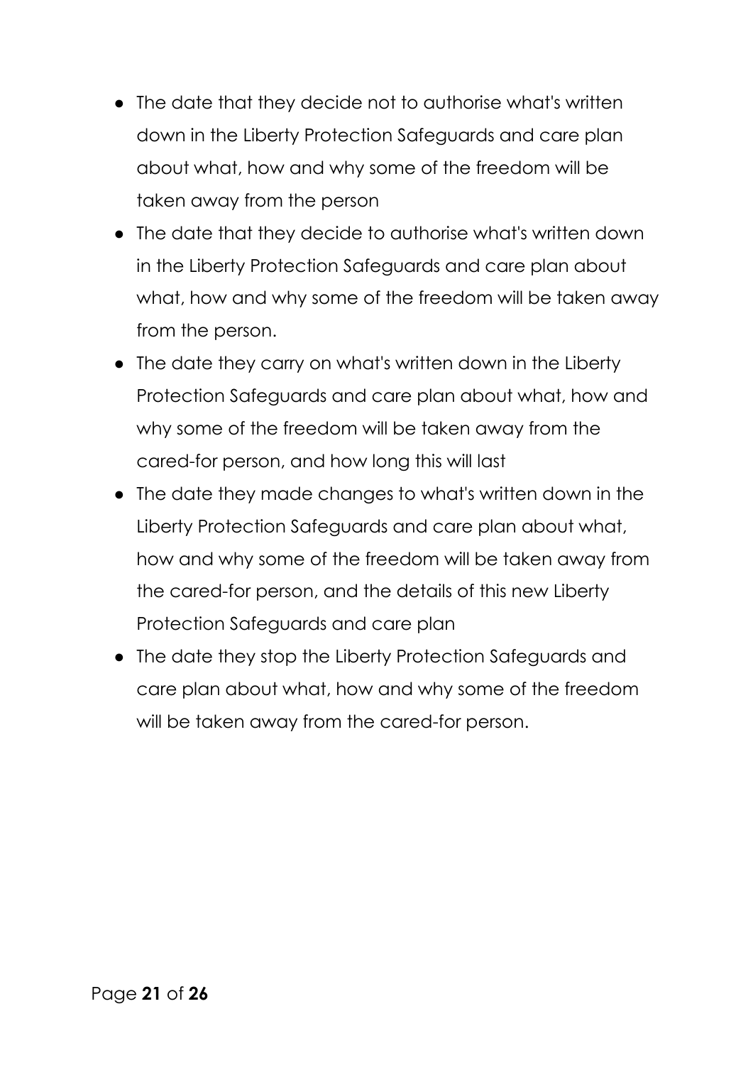- The date that they decide not to authorise what's written down in the Liberty Protection Safeguards and care plan about what, how and why some of the freedom will be taken away from the person
- The date that they decide to authorise what's written down in the Liberty Protection Safeguards and care plan about what, how and why some of the freedom will be taken away from the person.
- The date they carry on what's written down in the Liberty Protection Safeguards and care plan about what, how and why some of the freedom will be taken away from the cared-for person, and how long this will last
- The date they made changes to what's written down in the Liberty Protection Safeguards and care plan about what, how and why some of the freedom will be taken away from the cared-for person, and the details of this new Liberty Protection Safeguards and care plan
- The date they stop the Liberty Protection Safeguards and care plan about what, how and why some of the freedom will be taken away from the cared-for person.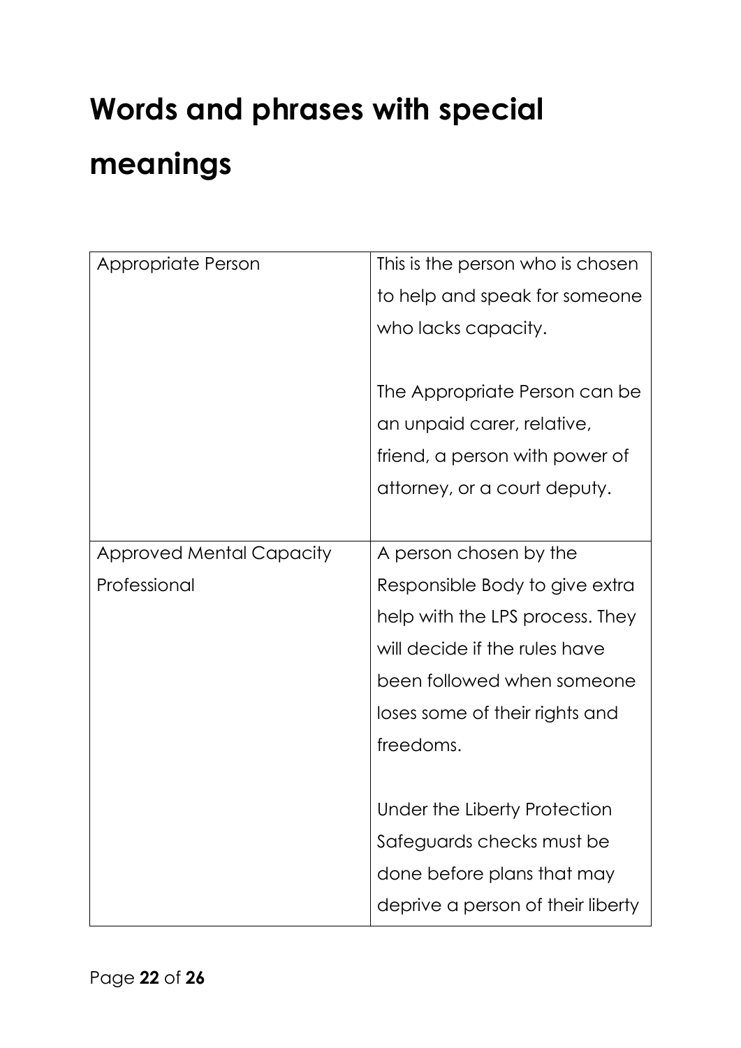# Words and phrases with special meanings

| | |
|---|---|
| Appropriate Person | This is the person who is chosen to help and speak for someone who lacks capacity.<br><br>The Appropriate Person can be an unpaid carer, relative, friend, a person with power of attorney, or a court deputy. |
| Approved Mental Capacity Professional | A person chosen by the Responsible Body to give extra help with the LPS process. They will decide if the rules have been followed when someone loses some of their rights and freedoms.<br><br>Under the Liberty Protection Safeguards checks must be done before plans that may deprive a person of their liberty |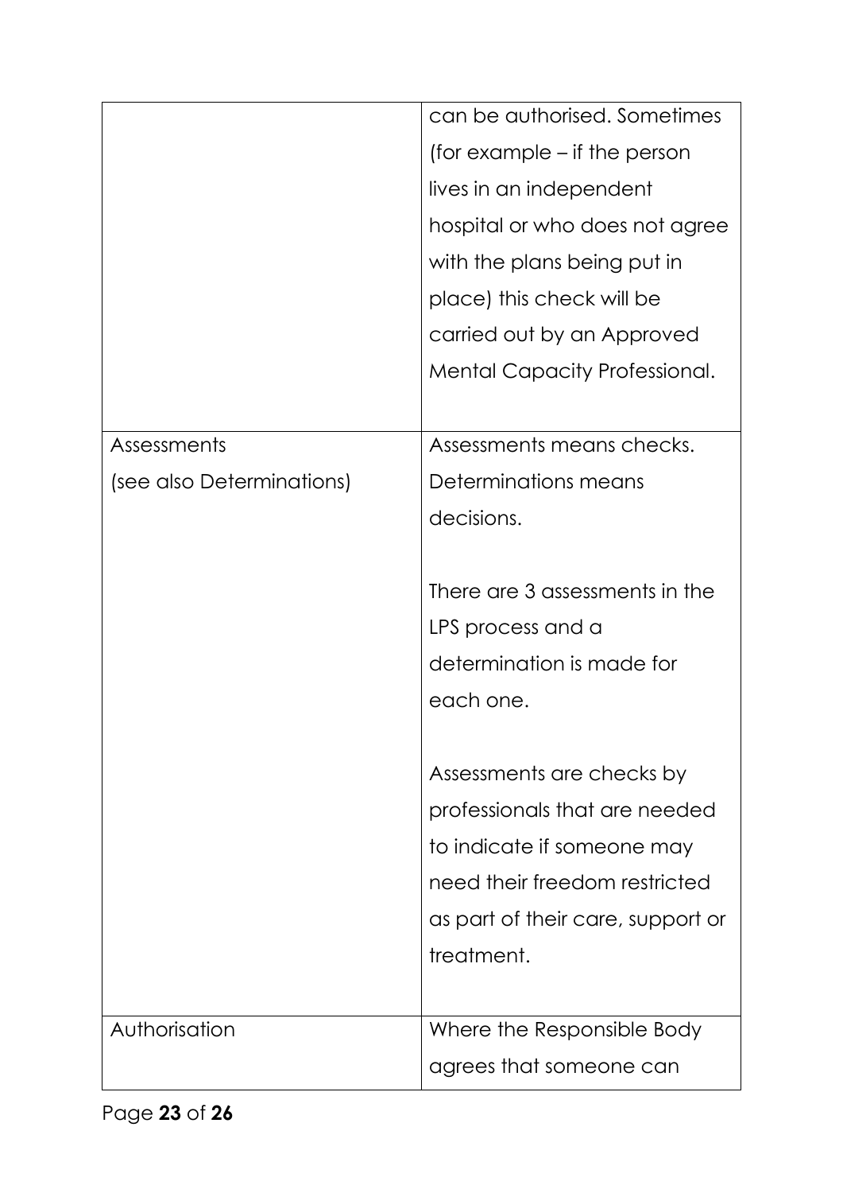| | |
|---|---|
| | can be authorised. Sometimes (for example – if the person lives in an independent hospital or who does not agree with the plans being put in place) this check will be carried out by an Approved Mental Capacity Professional. |
| Assessments (see also Determinations) | Assessments means checks. Determinations means decisions.<br><br>There are 3 assessments in the LPS process and a determination is made for each one.<br><br>Assessments are checks by professionals that are needed to indicate if someone may need their freedom restricted as part of their care, support or treatment. |
| Authorisation | Where the Responsible Body agrees that someone can |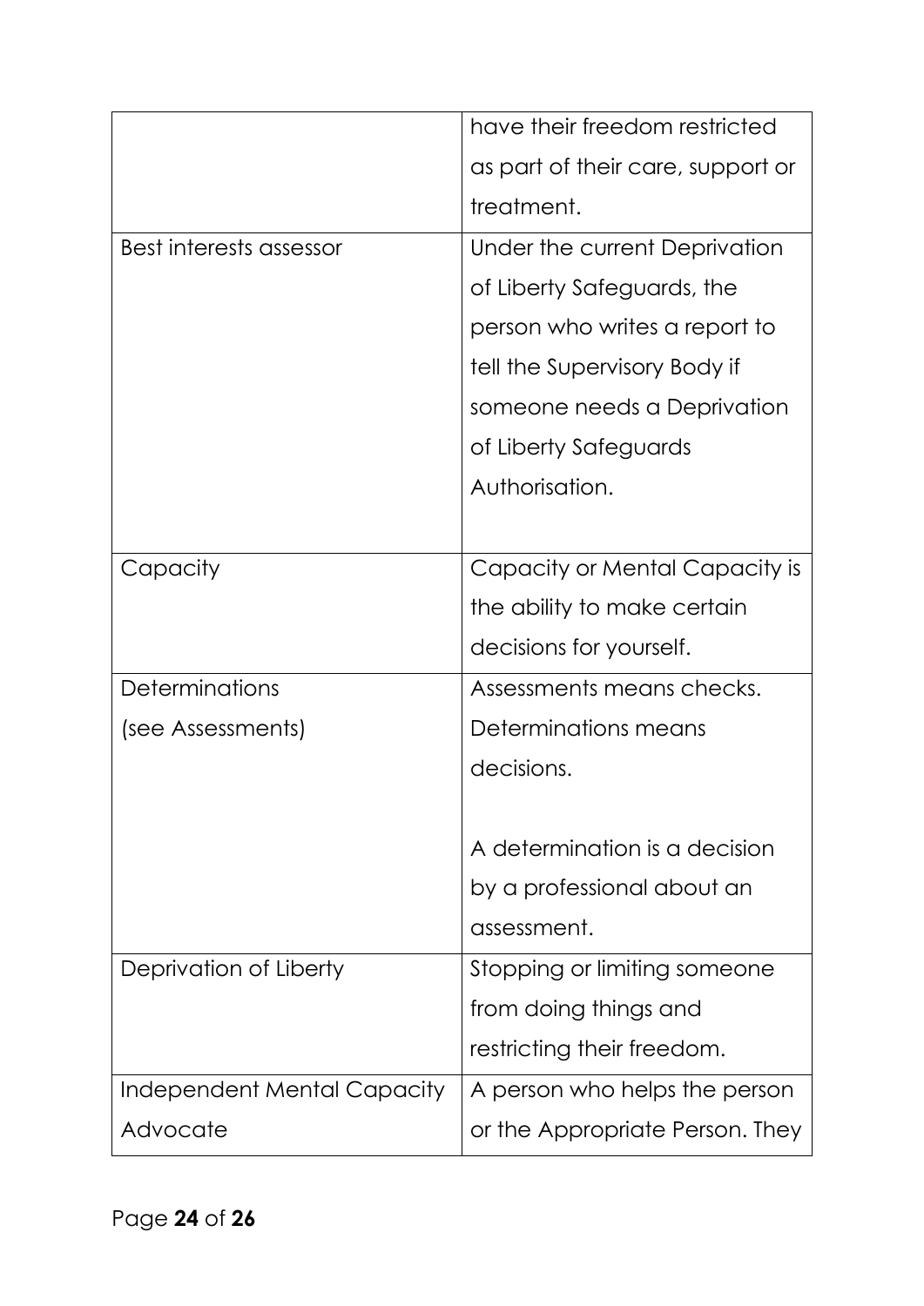| | |
|---|---|
| | have their freedom restricted as part of their care, support or treatment. |
| Best interests assessor | Under the current Deprivation of Liberty Safeguards, the person who writes a report to tell the Supervisory Body if someone needs a Deprivation of Liberty Safeguards Authorisation. |
| Capacity | Capacity or Mental Capacity is the ability to make certain decisions for yourself. |
| Determinations (see Assessments) | Assessments means checks. Determinations means decisions. <br><br> A determination is a decision by a professional about an assessment. |
| Deprivation of Liberty | Stopping or limiting someone from doing things and restricting their freedom. |
| Independent Mental Capacity Advocate | A person who helps the person or the Appropriate Person. They |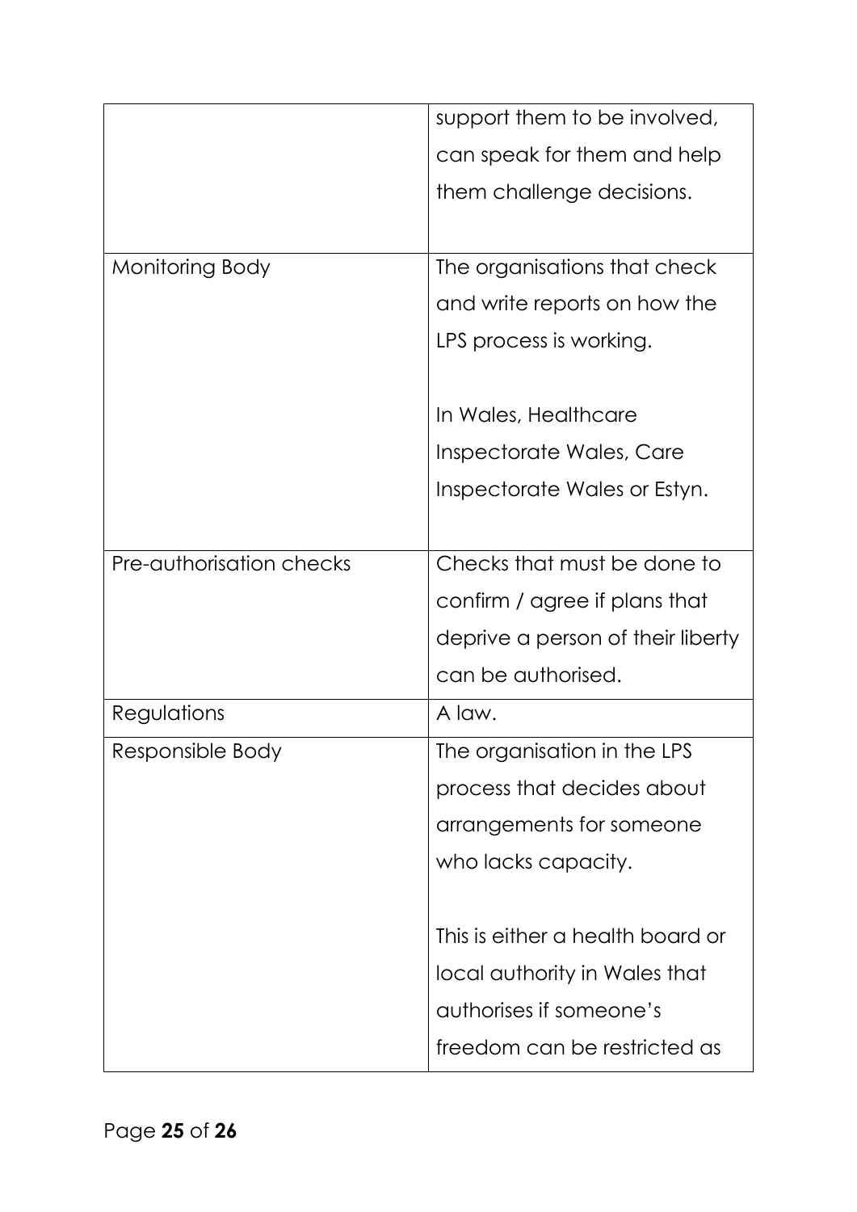| | |
|---|---|
| | support them to be involved, can speak for them and help them challenge decisions. |
| Monitoring Body | The organisations that check and write reports on how the LPS process is working.<br><br>In Wales, Healthcare Inspectorate Wales, Care Inspectorate Wales or Estyn. |
| Pre-authorisation checks | Checks that must be done to confirm / agree if plans that deprive a person of their liberty can be authorised. |
| Regulations | A law. |
| Responsible Body | The organisation in the LPS process that decides about arrangements for someone who lacks capacity.<br><br>This is either a health board or local authority in Wales that authorises if someone's freedom can be restricted as |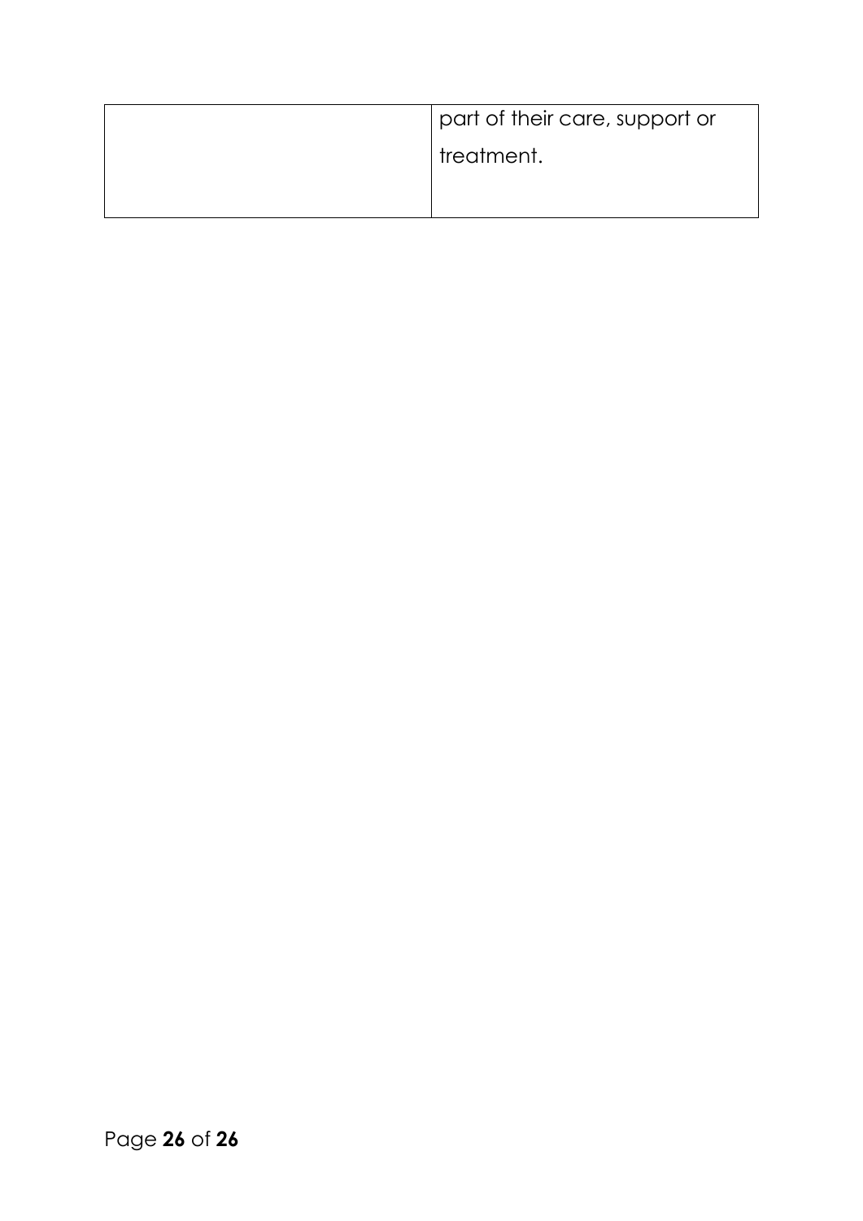| | |
|---|---|
| | part of their care, support or treatment. |